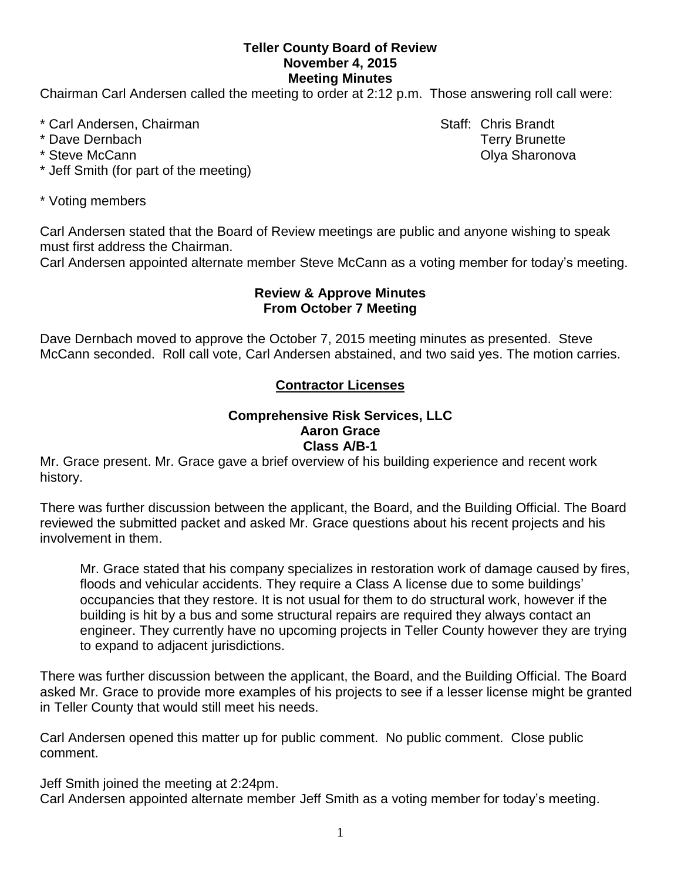# Teller County Board of Review
## November 4, 2015
## Meeting Minutes

Chairman Carl Andersen called the meeting to order at 2:12 p.m. Those answering roll call were:

\* Carl Andersen, Chairman
\* Dave Dernbach
\* Steve McCann
\* Jeff Smith (for part of the meeting)

Staff: Chris Brandt
Terry Brunette
Olya Sharonova

\* Voting members

Carl Andersen stated that the Board of Review meetings are public and anyone wishing to speak must first address the Chairman.
Carl Andersen appointed alternate member Steve McCann as a voting member for today's meeting.

### Review & Approve Minutes From October 7 Meeting

Dave Dernbach moved to approve the October 7, 2015 meeting minutes as presented. Steve McCann seconded. Roll call vote, Carl Andersen abstained, and two said yes. The motion carries.

## Contractor Licenses

### Comprehensive Risk Services, LLC
### Aaron Grace
### Class A/B-1

Mr. Grace present. Mr. Grace gave a brief overview of his building experience and recent work history.

There was further discussion between the applicant, the Board, and the Building Official. The Board reviewed the submitted packet and asked Mr. Grace questions about his recent projects and his involvement in them.

> Mr. Grace stated that his company specializes in restoration work of damage caused by fires, floods and vehicular accidents. They require a Class A license due to some buildings' occupancies that they restore. It is not usual for them to do structural work, however if the building is hit by a bus and some structural repairs are required they always contact an engineer. They currently have no upcoming projects in Teller County however they are trying to expand to adjacent jurisdictions.

There was further discussion between the applicant, the Board, and the Building Official. The Board asked Mr. Grace to provide more examples of his projects to see if a lesser license might be granted in Teller County that would still meet his needs.

Carl Andersen opened this matter up for public comment. No public comment. Close public comment.

Jeff Smith joined the meeting at 2:24pm.
Carl Andersen appointed alternate member Jeff Smith as a voting member for today's meeting.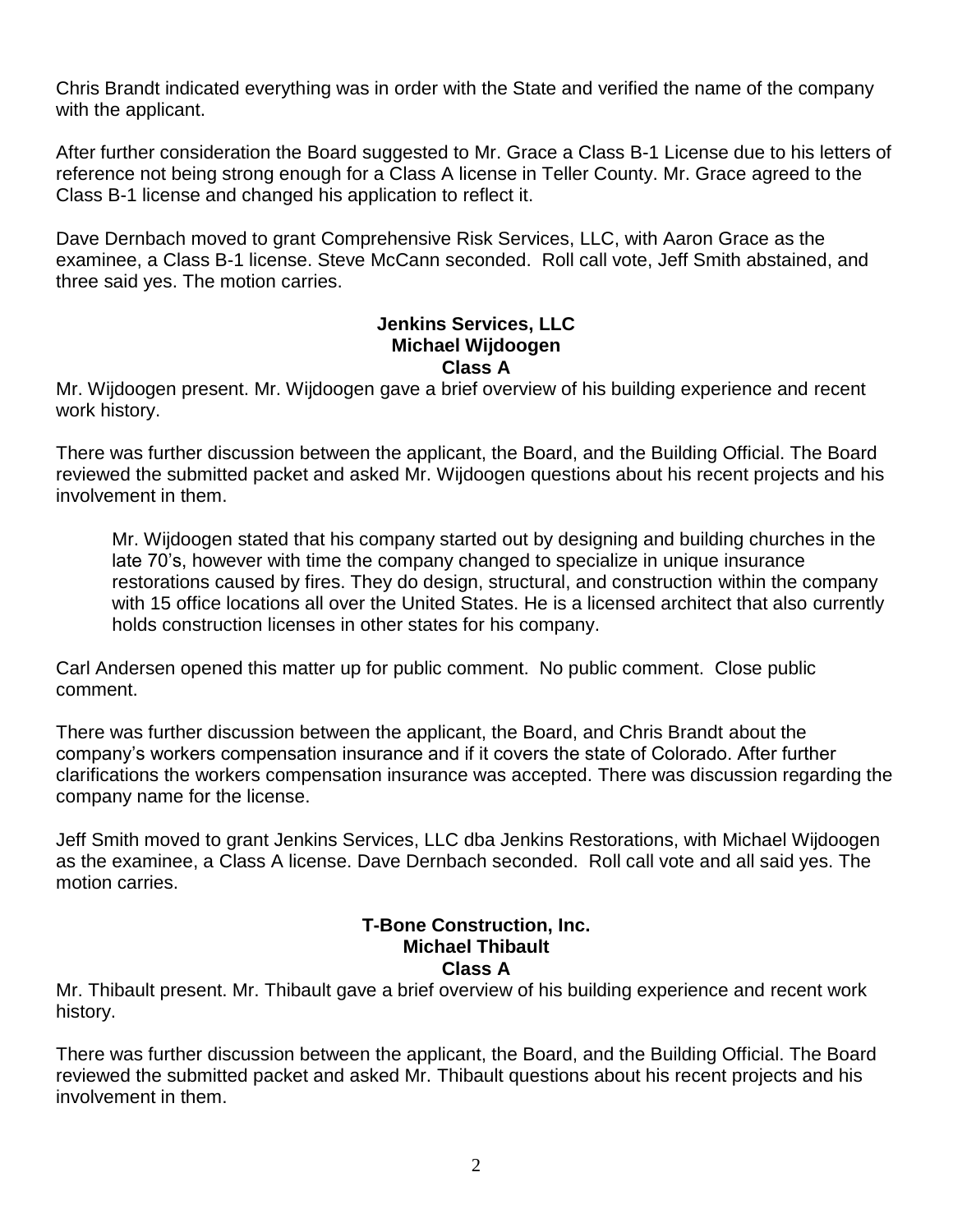Chris Brandt indicated everything was in order with the State and verified the name of the company with the applicant.

After further consideration the Board suggested to Mr. Grace a Class B-1 License due to his letters of reference not being strong enough for a Class A license in Teller County. Mr. Grace agreed to the Class B-1 license and changed his application to reflect it.

Dave Dernbach moved to grant Comprehensive Risk Services, LLC, with Aaron Grace as the examinee, a Class B-1 license. Steve McCann seconded. Roll call vote, Jeff Smith abstained, and three said yes. The motion carries.

**Jenkins Services, LLC**
**Michael Wijdoogen**
**Class A**

Mr. Wijdoogen present. Mr. Wijdoogen gave a brief overview of his building experience and recent work history.

There was further discussion between the applicant, the Board, and the Building Official. The Board reviewed the submitted packet and asked Mr. Wijdoogen questions about his recent projects and his involvement in them.

> Mr. Wijdoogen stated that his company started out by designing and building churches in the late 70's, however with time the company changed to specialize in unique insurance restorations caused by fires. They do design, structural, and construction within the company with 15 office locations all over the United States. He is a licensed architect that also currently holds construction licenses in other states for his company.

Carl Andersen opened this matter up for public comment. No public comment. Close public comment.

There was further discussion between the applicant, the Board, and Chris Brandt about the company's workers compensation insurance and if it covers the state of Colorado. After further clarifications the workers compensation insurance was accepted. There was discussion regarding the company name for the license.

Jeff Smith moved to grant Jenkins Services, LLC dba Jenkins Restorations, with Michael Wijdoogen as the examinee, a Class A license. Dave Dernbach seconded. Roll call vote and all said yes. The motion carries.

**T-Bone Construction, Inc.**
**Michael Thibault**
**Class A**

Mr. Thibault present. Mr. Thibault gave a brief overview of his building experience and recent work history.

There was further discussion between the applicant, the Board, and the Building Official. The Board reviewed the submitted packet and asked Mr. Thibault questions about his recent projects and his involvement in them.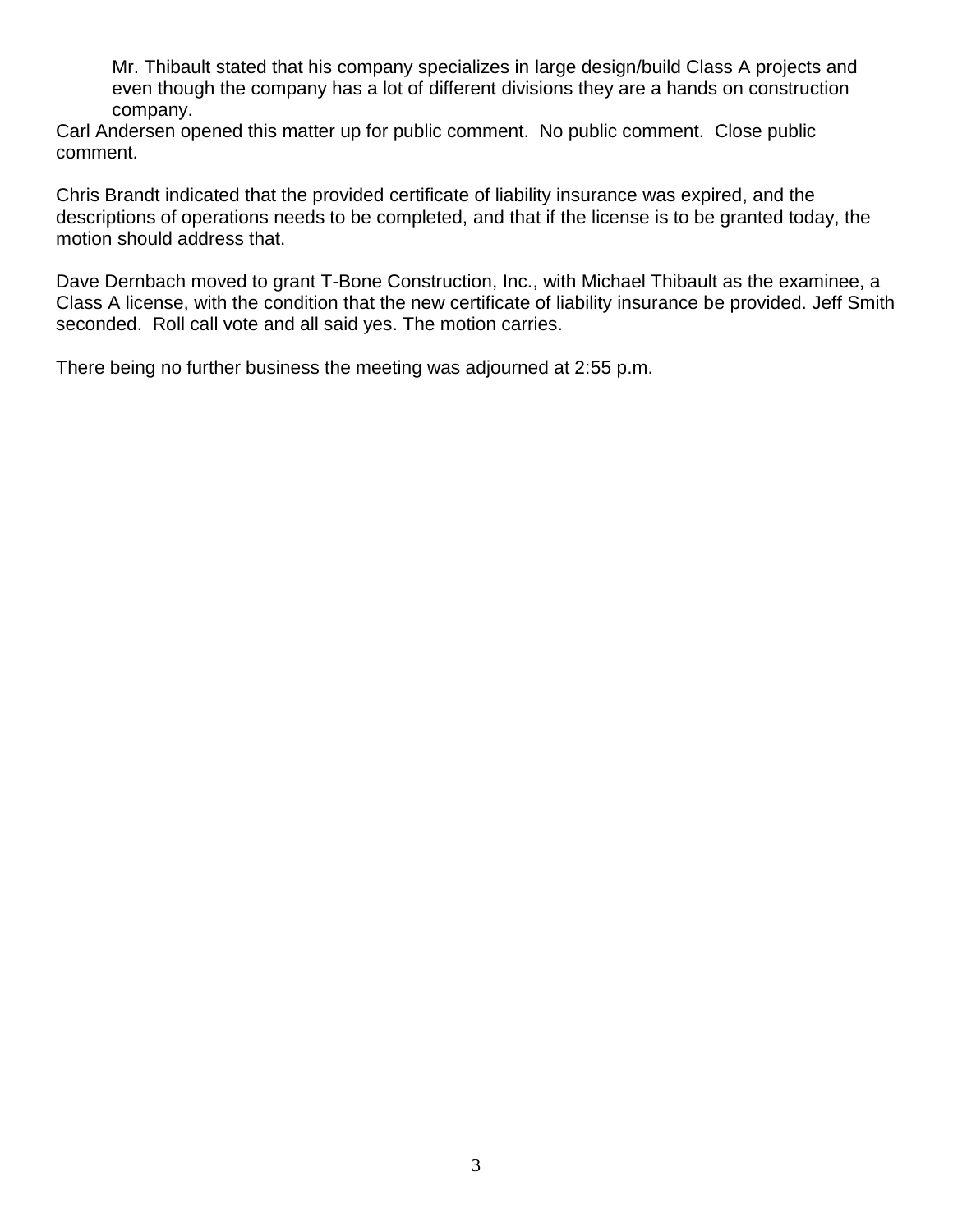Mr. Thibault stated that his company specializes in large design/build Class A projects and even though the company has a lot of different divisions they are a hands on construction company.

Carl Andersen opened this matter up for public comment. No public comment. Close public comment.

Chris Brandt indicated that the provided certificate of liability insurance was expired, and the descriptions of operations needs to be completed, and that if the license is to be granted today, the motion should address that.

Dave Dernbach moved to grant T-Bone Construction, Inc., with Michael Thibault as the examinee, a Class A license, with the condition that the new certificate of liability insurance be provided. Jeff Smith seconded. Roll call vote and all said yes. The motion carries.

There being no further business the meeting was adjourned at 2:55 p.m.